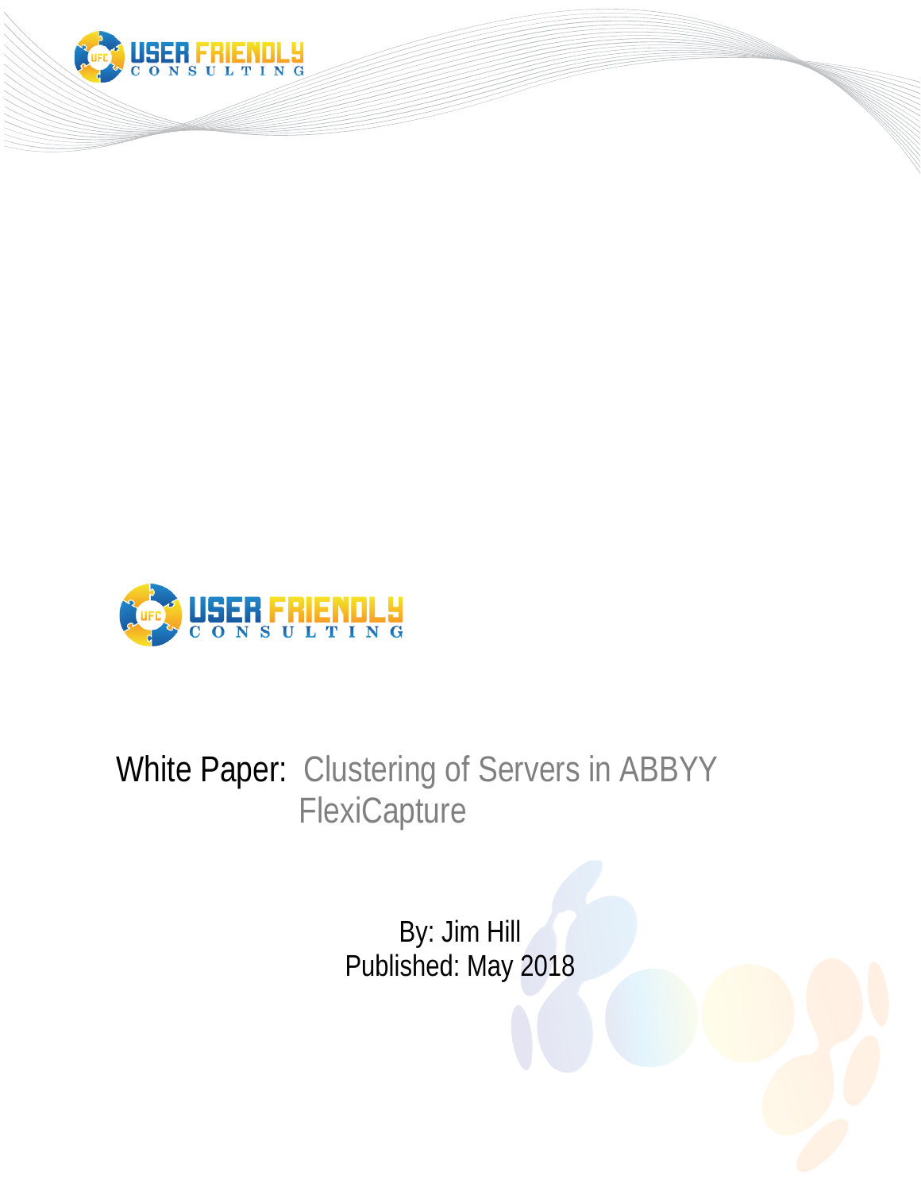USER FRIENDLY CONSULTING

# White Paper: Clustering of Servers in ABBYY FlexiCapture

By: Jim Hill

Published: May 2018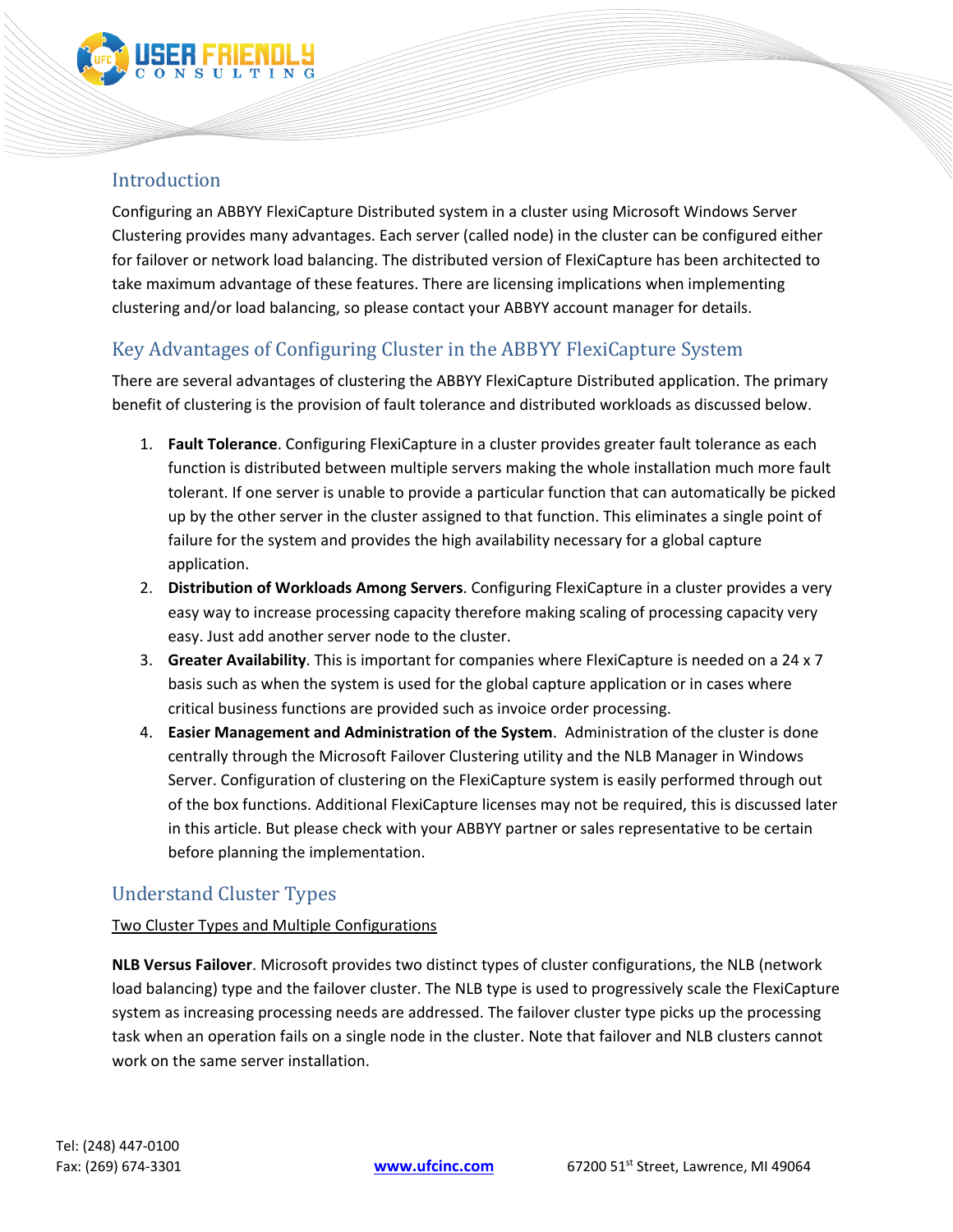## Introduction

Configuring an ABBYY FlexiCapture Distributed system in a cluster using Microsoft Windows Server Clustering provides many advantages. Each server (called node) in the cluster can be configured either for failover or network load balancing. The distributed version of FlexiCapture has been architected to take maximum advantage of these features. There are licensing implications when implementing clustering and/or load balancing, so please contact your ABBYY account manager for details.

## Key Advantages of Configuring Cluster in the ABBYY FlexiCapture System

There are several advantages of clustering the ABBYY FlexiCapture Distributed application. The primary benefit of clustering is the provision of fault tolerance and distributed workloads as discussed below.

1. **Fault Tolerance**. Configuring FlexiCapture in a cluster provides greater fault tolerance as each function is distributed between multiple servers making the whole installation much more fault tolerant. If one server is unable to provide a particular function that can automatically be picked up by the other server in the cluster assigned to that function. This eliminates a single point of failure for the system and provides the high availability necessary for a global capture application.
2. **Distribution of Workloads Among Servers**. Configuring FlexiCapture in a cluster provides a very easy way to increase processing capacity therefore making scaling of processing capacity very easy. Just add another server node to the cluster.
3. **Greater Availability**. This is important for companies where FlexiCapture is needed on a 24 x 7 basis such as when the system is used for the global capture application or in cases where critical business functions are provided such as invoice order processing.
4. **Easier Management and Administration of the System**. Administration of the cluster is done centrally through the Microsoft Failover Clustering utility and the NLB Manager in Windows Server. Configuration of clustering on the FlexiCapture system is easily performed through out of the box functions. Additional FlexiCapture licenses may not be required, this is discussed later in this article. But please check with your ABBYY partner or sales representative to be certain before planning the implementation.

## Understand Cluster Types

<u>Two Cluster Types and Multiple Configurations</u>

**NLB Versus Failover**. Microsoft provides two distinct types of cluster configurations, the NLB (network load balancing) type and the failover cluster. The NLB type is used to progressively scale the FlexiCapture system as increasing processing needs are addressed. The failover cluster type picks up the processing task when an operation fails on a single node in the cluster. Note that failover and NLB clusters cannot work on the same server installation.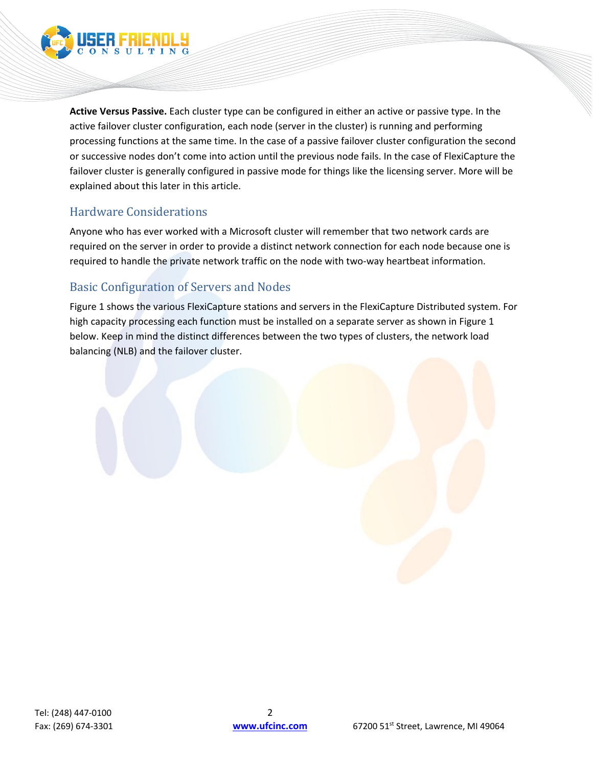**Active Versus Passive.** Each cluster type can be configured in either an active or passive type. In the active failover cluster configuration, each node (server in the cluster) is running and performing processing functions at the same time. In the case of a passive failover cluster configuration the second or successive nodes don't come into action until the previous node fails. In the case of FlexiCapture the failover cluster is generally configured in passive mode for things like the licensing server. More will be explained about this later in this article.

## Hardware Considerations

Anyone who has ever worked with a Microsoft cluster will remember that two network cards are required on the server in order to provide a distinct network connection for each node because one is required to handle the private network traffic on the node with two-way heartbeat information.

## Basic Configuration of Servers and Nodes

Figure 1 shows the various FlexiCapture stations and servers in the FlexiCapture Distributed system. For high capacity processing each function must be installed on a separate server as shown in Figure 1 below. Keep in mind the distinct differences between the two types of clusters, the network load balancing (NLB) and the failover cluster.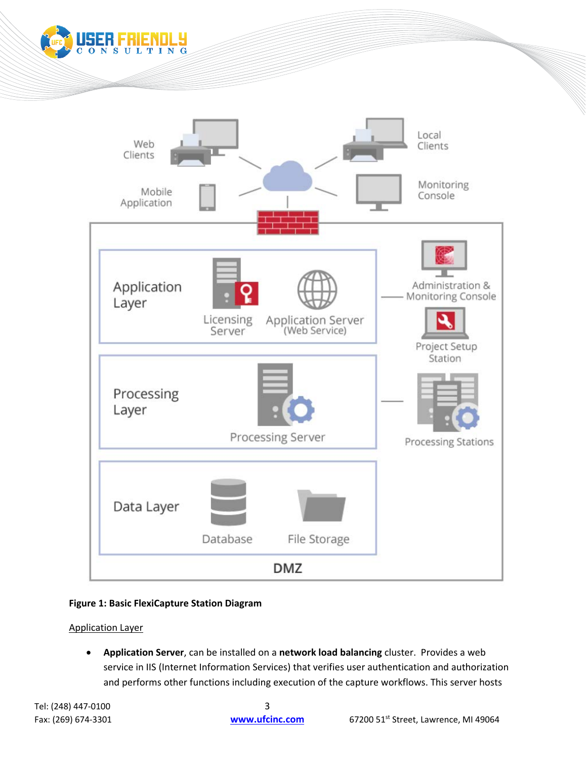**Figure 1: Basic FlexiCapture Station Diagram**

Application Layer

- **Application Server**, can be installed on a **network load balancing** cluster. Provides a web service in IIS (Internet Information Services) that verifies user authentication and authorization and performs other functions including execution of the capture workflows. This server hosts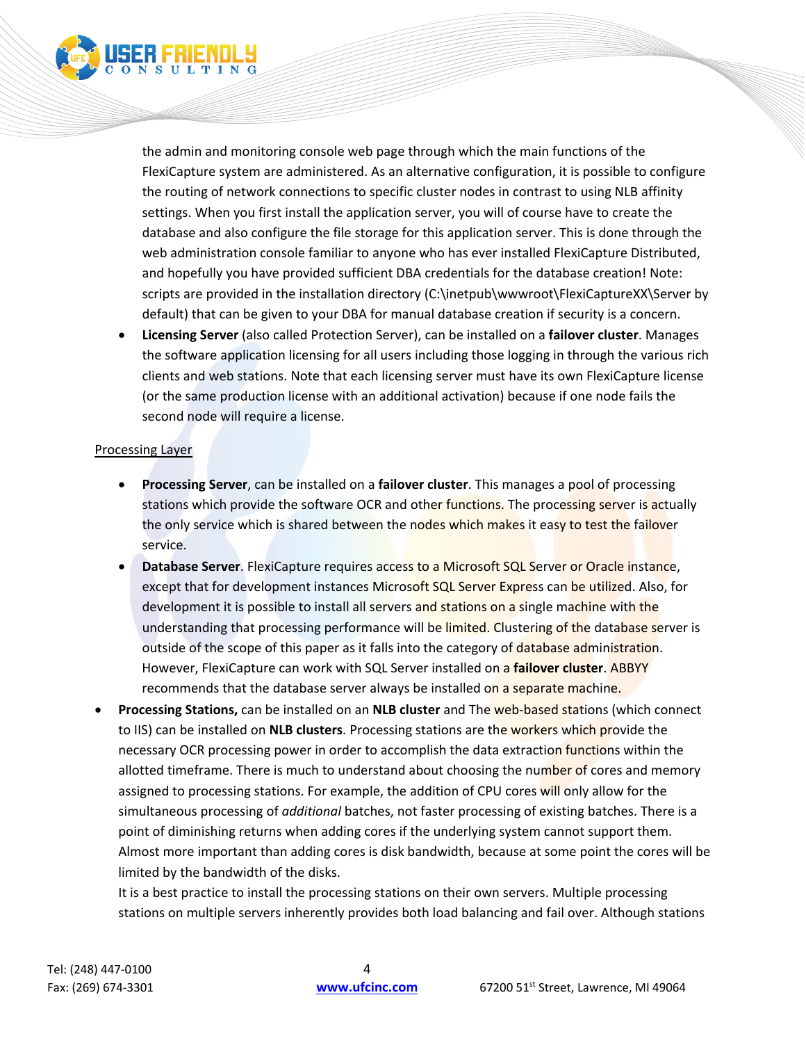the admin and monitoring console web page through which the main functions of the FlexiCapture system are administered. As an alternative configuration, it is possible to configure the routing of network connections to specific cluster nodes in contrast to using NLB affinity settings. When you first install the application server, you will of course have to create the database and also configure the file storage for this application server. This is done through the web administration console familiar to anyone who has ever installed FlexiCapture Distributed, and hopefully you have provided sufficient DBA credentials for the database creation! Note: scripts are provided in the installation directory (C:\inetpub\wwwroot\FlexiCaptureXX\Server by default) that can be given to your DBA for manual database creation if security is a concern.

- **Licensing Server** (also called Protection Server), can be installed on a **failover cluster**. Manages the software application licensing for all users including those logging in through the various rich clients and web stations. Note that each licensing server must have its own FlexiCapture license (or the same production license with an additional activation) because if one node fails the second node will require a license.

Processing Layer

- **Processing Server**, can be installed on a **failover cluster**. This manages a pool of processing stations which provide the software OCR and other functions. The processing server is actually the only service which is shared between the nodes which makes it easy to test the failover service.
- **Database Server**. FlexiCapture requires access to a Microsoft SQL Server or Oracle instance, except that for development instances Microsoft SQL Server Express can be utilized. Also, for development it is possible to install all servers and stations on a single machine with the understanding that processing performance will be limited. Clustering of the database server is outside of the scope of this paper as it falls into the category of database administration. However, FlexiCapture can work with SQL Server installed on a **failover cluster**. ABBYY recommends that the database server always be installed on a separate machine.

- **Processing Stations,** can be installed on an **NLB cluster** and The web-based stations (which connect to IIS) can be installed on **NLB clusters**. Processing stations are the workers which provide the necessary OCR processing power in order to accomplish the data extraction functions within the allotted timeframe. There is much to understand about choosing the number of cores and memory assigned to processing stations. For example, the addition of CPU cores will only allow for the simultaneous processing of *additional* batches, not faster processing of existing batches. There is a point of diminishing returns when adding cores if the underlying system cannot support them. Almost more important than adding cores is disk bandwidth, because at some point the cores will be limited by the bandwidth of the disks.

  It is a best practice to install the processing stations on their own servers. Multiple processing stations on multiple servers inherently provides both load balancing and fail over. Although stations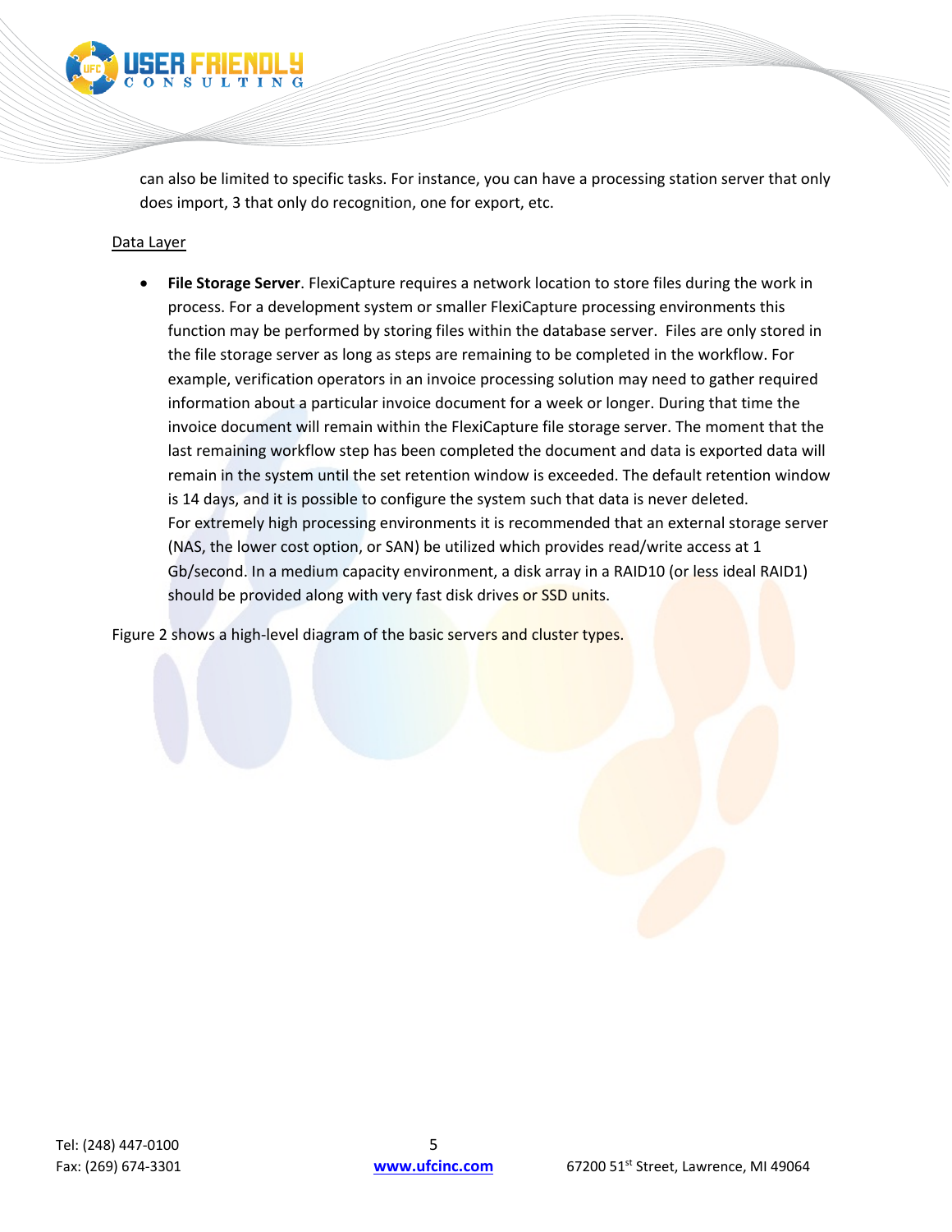can also be limited to specific tasks. For instance, you can have a processing station server that only does import, 3 that only do recognition, one for export, etc.

Data Layer

- **File Storage Server**. FlexiCapture requires a network location to store files during the work in process. For a development system or smaller FlexiCapture processing environments this function may be performed by storing files within the database server. Files are only stored in the file storage server as long as steps are remaining to be completed in the workflow. For example, verification operators in an invoice processing solution may need to gather required information about a particular invoice document for a week or longer. During that time the invoice document will remain within the FlexiCapture file storage server. The moment that the last remaining workflow step has been completed the document and data is exported data will remain in the system until the set retention window is exceeded. The default retention window is 14 days, and it is possible to configure the system such that data is never deleted.
  For extremely high processing environments it is recommended that an external storage server (NAS, the lower cost option, or SAN) be utilized which provides read/write access at 1 Gb/second. In a medium capacity environment, a disk array in a RAID10 (or less ideal RAID1) should be provided along with very fast disk drives or SSD units.

Figure 2 shows a high-level diagram of the basic servers and cluster types.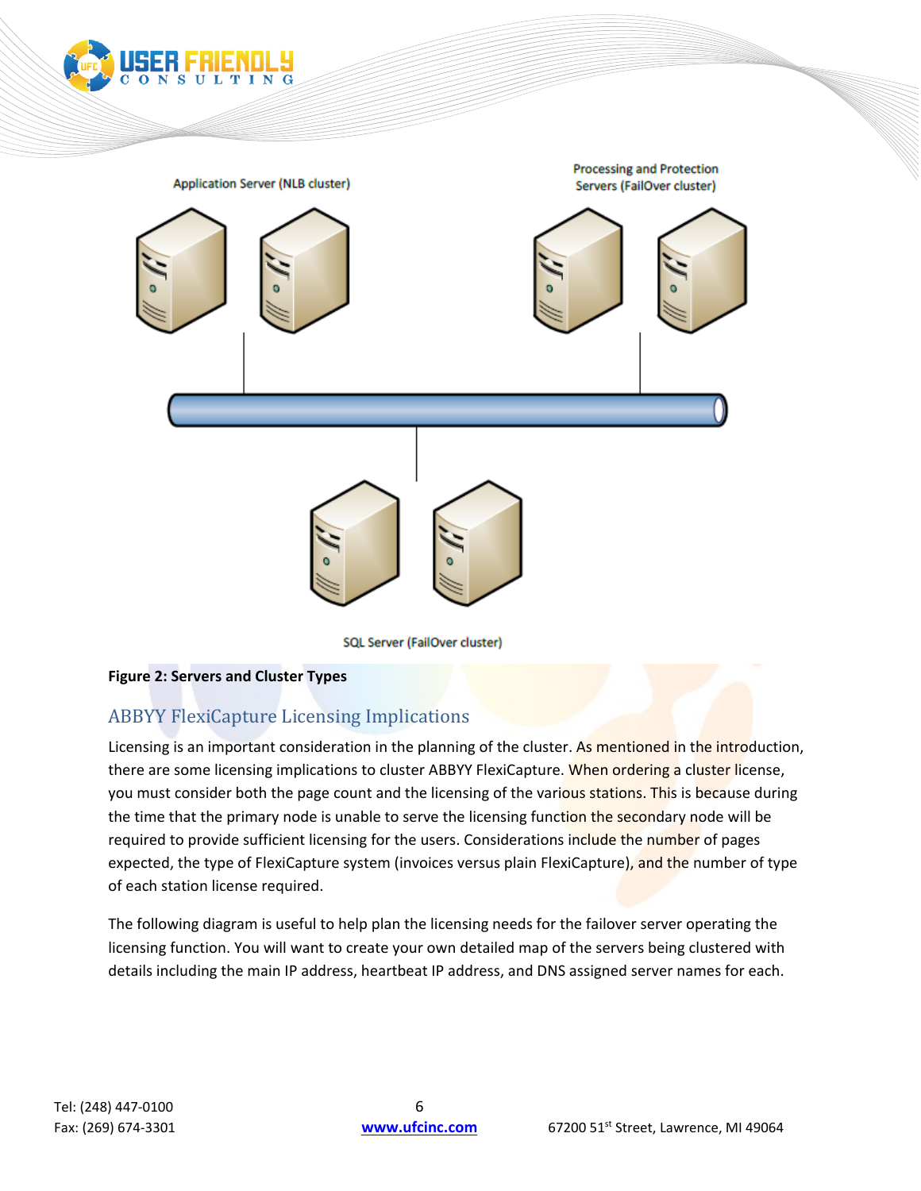Application Server (NLB cluster)

Processing and Protection Servers (FailOver cluster)

SQL Server (FailOver cluster)

**Figure 2: Servers and Cluster Types**

## ABBYY FlexiCapture Licensing Implications

Licensing is an important consideration in the planning of the cluster. As mentioned in the introduction, there are some licensing implications to cluster ABBYY FlexiCapture. When ordering a cluster license, you must consider both the page count and the licensing of the various stations. This is because during the time that the primary node is unable to serve the licensing function the secondary node will be required to provide sufficient licensing for the users. Considerations include the number of pages expected, the type of FlexiCapture system (invoices versus plain FlexiCapture), and the number of type of each station license required.

The following diagram is useful to help plan the licensing needs for the failover server operating the licensing function. You will want to create your own detailed map of the servers being clustered with details including the main IP address, heartbeat IP address, and DNS assigned server names for each.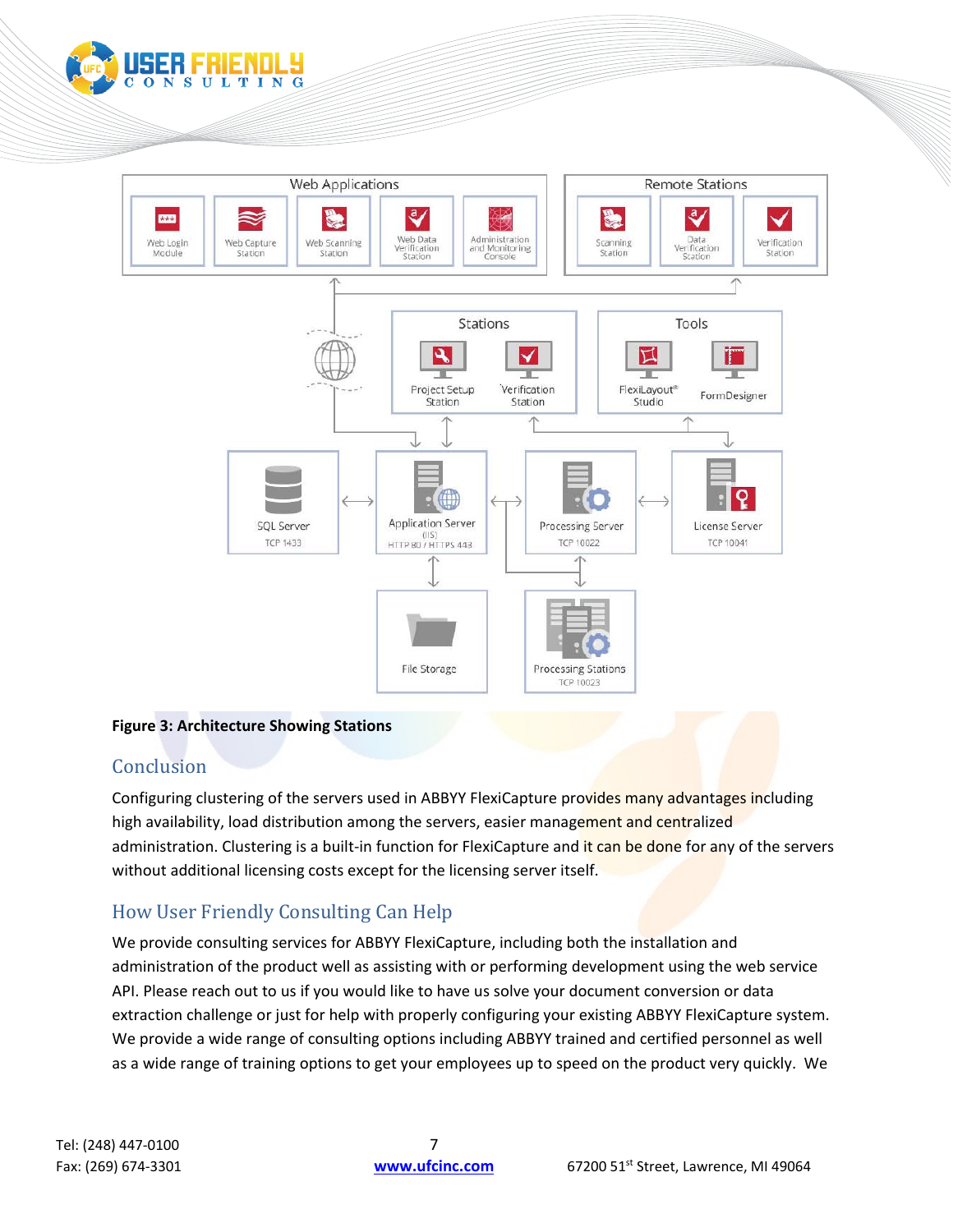**Figure 3: Architecture Showing Stations**

## Conclusion

Configuring clustering of the servers used in ABBYY FlexiCapture provides many advantages including high availability, load distribution among the servers, easier management and centralized administration. Clustering is a built-in function for FlexiCapture and it can be done for any of the servers without additional licensing costs except for the licensing server itself.

## How User Friendly Consulting Can Help

We provide consulting services for ABBYY FlexiCapture, including both the installation and administration of the product well as assisting with or performing development using the web service API. Please reach out to us if you would like to have us solve your document conversion or data extraction challenge or just for help with properly configuring your existing ABBYY FlexiCapture system. We provide a wide range of consulting options including ABBYY trained and certified personnel as well as a wide range of training options to get your employees up to speed on the product very quickly. We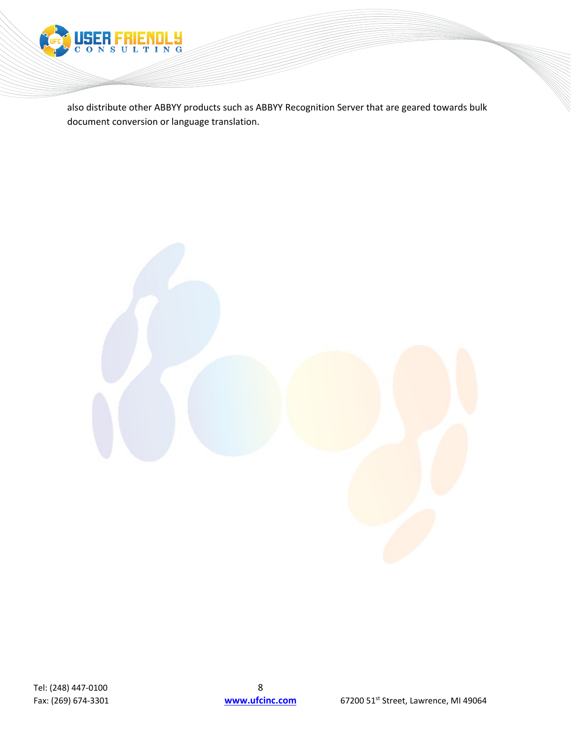also distribute other ABBYY products such as ABBYY Recognition Server that are geared towards bulk document conversion or language translation.